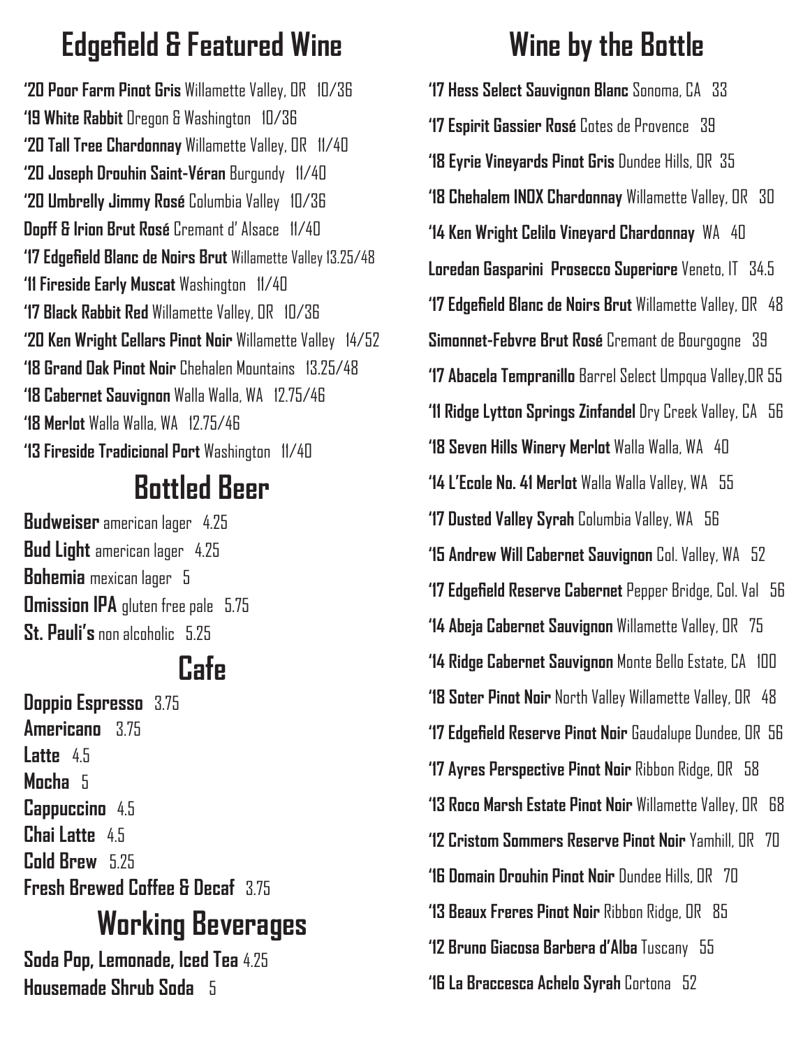## Edgefield & Featured Wine

**'20 Poor Farm Pinot Gris** Willamette Valley, OR 10/36
**'19 White Rabbit** Oregon & Washington 10/36
**'20 Tall Tree Chardonnay** Willamette Valley, OR 11/40
**'20 Joseph Drouhin Saint-Véran** Burgundy 11/40
**'20 Umbrelly Jimmy Rosé** Columbia Valley 10/36
**Dopff & Irion Brut Rosé** Cremant d' Alsace 11/40
**'17 Edgefield Blanc de Noirs Brut** Willamette Valley 13.25/48
**'11 Fireside Early Muscat** Washington 11/40
**'17 Black Rabbit Red** Willamette Valley, OR 10/36
**'20 Ken Wright Cellars Pinot Noir** Willamette Valley 14/52
**'18 Grand Oak Pinot Noir** Chehalen Mountains 13.25/48
**'18 Cabernet Sauvignon** Walla Walla, WA 12.75/46
**'18 Merlot** Walla Walla, WA 12.75/46
**'13 Fireside Tradicional Port** Washington 11/40

## Bottled Beer

**Budweiser** american lager 4.25
**Bud Light** american lager 4.25
**Bohemia** mexican lager 5
**Omission IPA** gluten free pale 5.75
**St. Pauli's** non alcoholic 5.25

## Cafe

**Doppio Espresso** 3.75
**Americano** 3.75
**Latte** 4.5
**Mocha** 5
**Cappuccino** 4.5
**Chai Latte** 4.5
**Cold Brew** 5.25
**Fresh Brewed Coffee & Decaf** 3.75

## Working Beverages

**Soda Pop, Lemonade, Iced Tea** 4.25
**Housemade Shrub Soda** 5

## Wine by the Bottle

**'17 Hess Select Sauvignon Blanc** Sonoma, CA 33
**'17 Espirit Gassier Rosé** Cotes de Provence 39
**'18 Eyrie Vineyards Pinot Gris** Dundee Hills, OR 35
**'18 Chehalem INOX Chardonnay** Willamette Valley, OR 30
**'14 Ken Wright Celilo Vineyard Chardonnay** WA 40
**Loredan Gasparini Prosecco Superiore** Veneto, IT 34.5
**'17 Edgefield Blanc de Noirs Brut** Willamette Valley, OR 48
**Simonnet-Febvre Brut Rosé** Cremant de Bourgogne 39
**'17 Abacela Tempranillo** Barrel Select Umpqua Valley,OR 55
**'11 Ridge Lytton Springs Zinfandel** Dry Creek Valley, CA 56
**'18 Seven Hills Winery Merlot** Walla Walla, WA 40
**'14 L'Ecole No. 41 Merlot** Walla Walla Valley, WA 55
**'17 Dusted Valley Syrah** Columbia Valley, WA 56
**'15 Andrew Will Cabernet Sauvignon** Col. Valley, WA 52
**'17 Edgefield Reserve Cabernet** Pepper Bridge, Col. Val 56
**'14 Abeja Cabernet Sauvignon** Willamette Valley, OR 75
**'14 Ridge Cabernet Sauvignon** Monte Bello Estate, CA 100
**'18 Soter Pinot Noir** North Valley Willamette Valley, OR 48
**'17 Edgefield Reserve Pinot Noir** Gaudalupe Dundee, OR 56
**'17 Ayres Perspective Pinot Noir** Ribbon Ridge, OR 58
**'13 Roco Marsh Estate Pinot Noir** Willamette Valley, OR 68
**'12 Cristom Sommers Reserve Pinot Noir** Yamhill, OR 70
**'16 Domain Drouhin Pinot Noir** Dundee Hills, OR 70
**'13 Beaux Freres Pinot Noir** Ribbon Ridge, OR 85
**'12 Bruno Giacosa Barbera d'Alba** Tuscany 55
**'16 La Braccesca Achelo Syrah** Cortona 52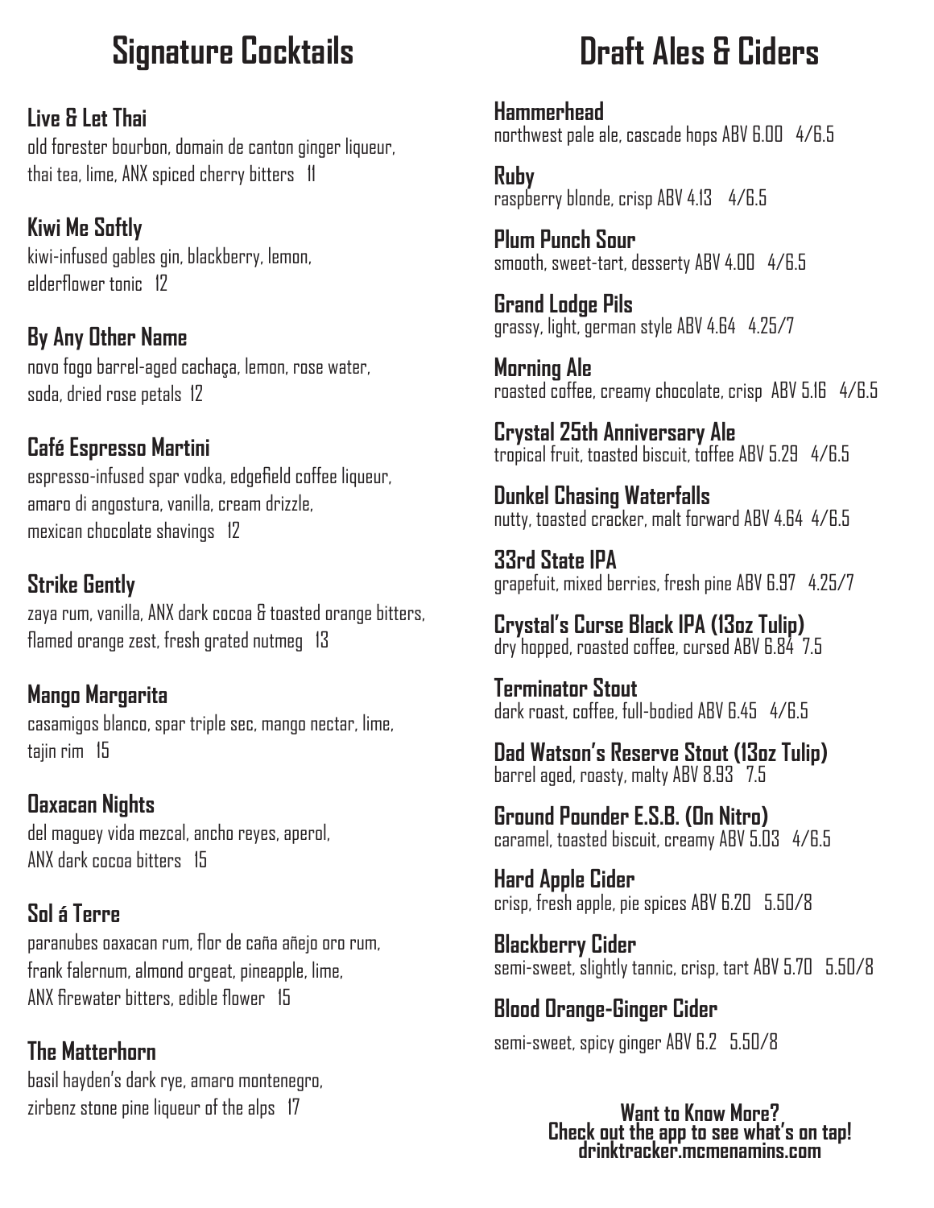# Signature Cocktails

### Live & Let Thai

old forester bourbon, domain de canton ginger liqueur, thai tea, lime, ANX spiced cherry bitters 11

### Kiwi Me Softly

kiwi-infused gables gin, blackberry, lemon, elderflower tonic 12

### By Any Other Name

novo fogo barrel-aged cachaça, lemon, rose water, soda, dried rose petals 12

### Café Espresso Martini

espresso-infused spar vodka, edgefield coffee liqueur, amaro di angostura, vanilla, cream drizzle, mexican chocolate shavings 12

### Strike Gently

zaya rum, vanilla, ANX dark cocoa & toasted orange bitters, flamed orange zest, fresh grated nutmeg 13

### Mango Margarita

casamigos blanco, spar triple sec, mango nectar, lime, tajin rim 15

### Oaxacan Nights

del maguey vida mezcal, ancho reyes, aperol, ANX dark cocoa bitters 15

### Sol á Terre

paranubes oaxacan rum, flor de caña añejo oro rum, frank falernum, almond orgeat, pineapple, lime, ANX firewater bitters, edible flower 15

### The Matterhorn

basil hayden's dark rye, amaro montenegro, zirbenz stone pine liqueur of the alps 17

# Draft Ales & Ciders

### Hammerhead

northwest pale ale, cascade hops ABV 6.00 4/6.5

### Ruby

raspberry blonde, crisp ABV 4.13 4/6.5

### Plum Punch Sour

smooth, sweet-tart, desserty ABV 4.00 4/6.5

### Grand Lodge Pils

grassy, light, german style ABV 4.64 4.25/7

### Morning Ale

roasted coffee, creamy chocolate, crisp ABV 5.16 4/6.5

### Crystal 25th Anniversary Ale

tropical fruit, toasted biscuit, toffee ABV 5.29 4/6.5

### Dunkel Chasing Waterfalls

nutty, toasted cracker, malt forward ABV 4.64 4/6.5

### 33rd State IPA

grapefuit, mixed berries, fresh pine ABV 6.97 4.25/7

### Crystal's Curse Black IPA (13oz Tulip)

dry hopped, roasted coffee, cursed ABV 6.84 7.5

### Terminator Stout

dark roast, coffee, full-bodied ABV 6.45 4/6.5

### Dad Watson's Reserve Stout (13oz Tulip)

barrel aged, roasty, malty ABV 8.93 7.5

### Ground Pounder E.S.B. (On Nitro)

caramel, toasted biscuit, creamy ABV 5.03 4/6.5

### Hard Apple Cider

crisp, fresh apple, pie spices ABV 6.20 5.50/8

### Blackberry Cider

semi-sweet, slightly tannic, crisp, tart ABV 5.70 5.50/8

### Blood Orange-Ginger Cider

semi-sweet, spicy ginger ABV 6.2 5.50/8

**Want to Know More?**
**Check out the app to see what's on tap!**
**drinktracker.mcmenamins.com**